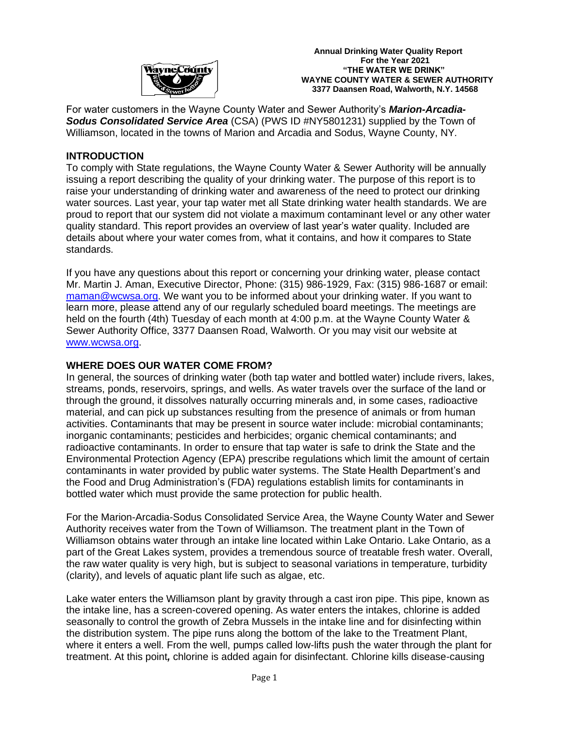**Annual Drinking Water Quality Report**
**For the Year 2021**
**"THE WATER WE DRINK"**
**WAYNE COUNTY WATER & SEWER AUTHORITY**
**3377 Daansen Road, Walworth, N.Y. 14568**

For water customers in the Wayne County Water and Sewer Authority's ***Marion-Arcadia-Sodus Consolidated Service Area*** (CSA) (PWS ID #NY5801231) supplied by the Town of Williamson, located in the towns of Marion and Arcadia and Sodus, Wayne County, NY.

## INTRODUCTION

To comply with State regulations, the Wayne County Water & Sewer Authority will be annually issuing a report describing the quality of your drinking water. The purpose of this report is to raise your understanding of drinking water and awareness of the need to protect our drinking water sources. Last year, your tap water met all State drinking water health standards. We are proud to report that our system did not violate a maximum contaminant level or any other water quality standard. This report provides an overview of last year's water quality. Included are details about where your water comes from, what it contains, and how it compares to State standards.

If you have any questions about this report or concerning your drinking water, please contact Mr. Martin J. Aman, Executive Director, Phone: (315) 986-1929, Fax: (315) 986-1687 or email: maman@wcwsa.org. We want you to be informed about your drinking water. If you want to learn more, please attend any of our regularly scheduled board meetings. The meetings are held on the fourth (4th) Tuesday of each month at 4:00 p.m. at the Wayne County Water & Sewer Authority Office, 3377 Daansen Road, Walworth. Or you may visit our website at www.wcwsa.org.

## WHERE DOES OUR WATER COME FROM?

In general, the sources of drinking water (both tap water and bottled water) include rivers, lakes, streams, ponds, reservoirs, springs, and wells. As water travels over the surface of the land or through the ground, it dissolves naturally occurring minerals and, in some cases, radioactive material, and can pick up substances resulting from the presence of animals or from human activities. Contaminants that may be present in source water include: microbial contaminants; inorganic contaminants; pesticides and herbicides; organic chemical contaminants; and radioactive contaminants. In order to ensure that tap water is safe to drink the State and the Environmental Protection Agency (EPA) prescribe regulations which limit the amount of certain contaminants in water provided by public water systems. The State Health Department's and the Food and Drug Administration's (FDA) regulations establish limits for contaminants in bottled water which must provide the same protection for public health.

For the Marion-Arcadia-Sodus Consolidated Service Area, the Wayne County Water and Sewer Authority receives water from the Town of Williamson. The treatment plant in the Town of Williamson obtains water through an intake line located within Lake Ontario. Lake Ontario, as a part of the Great Lakes system, provides a tremendous source of treatable fresh water. Overall, the raw water quality is very high, but is subject to seasonal variations in temperature, turbidity (clarity), and levels of aquatic plant life such as algae, etc.

Lake water enters the Williamson plant by gravity through a cast iron pipe. This pipe, known as the intake line, has a screen-covered opening. As water enters the intakes, chlorine is added seasonally to control the growth of Zebra Mussels in the intake line and for disinfecting within the distribution system. The pipe runs along the bottom of the lake to the Treatment Plant, where it enters a well. From the well, pumps called low-lifts push the water through the plant for treatment. At this point*,* chlorine is added again for disinfectant. Chlorine kills disease-causing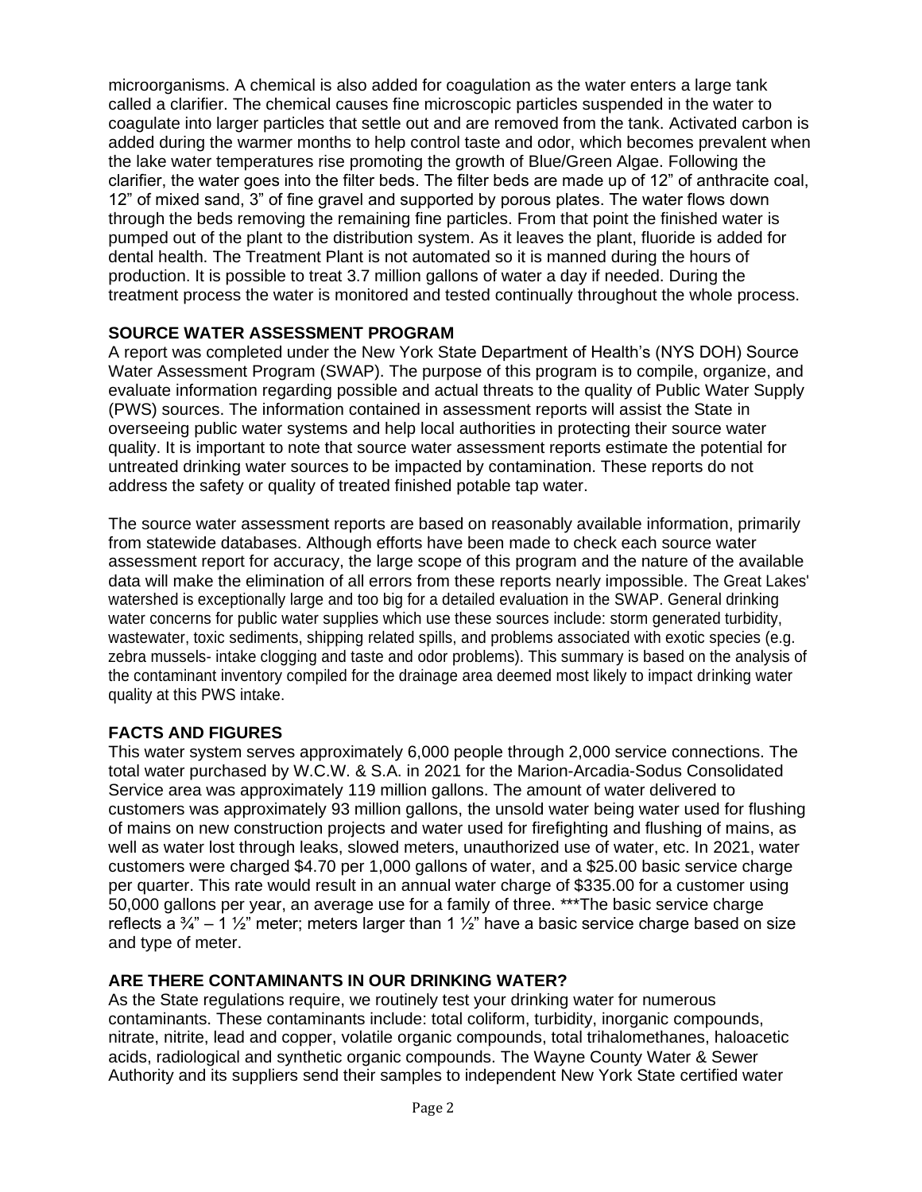microorganisms. A chemical is also added for coagulation as the water enters a large tank called a clarifier. The chemical causes fine microscopic particles suspended in the water to coagulate into larger particles that settle out and are removed from the tank. Activated carbon is added during the warmer months to help control taste and odor, which becomes prevalent when the lake water temperatures rise promoting the growth of Blue/Green Algae. Following the clarifier, the water goes into the filter beds. The filter beds are made up of 12" of anthracite coal, 12" of mixed sand, 3" of fine gravel and supported by porous plates. The water flows down through the beds removing the remaining fine particles. From that point the finished water is pumped out of the plant to the distribution system. As it leaves the plant, fluoride is added for dental health. The Treatment Plant is not automated so it is manned during the hours of production. It is possible to treat 3.7 million gallons of water a day if needed. During the treatment process the water is monitored and tested continually throughout the whole process.

## SOURCE WATER ASSESSMENT PROGRAM

A report was completed under the New York State Department of Health's (NYS DOH) Source Water Assessment Program (SWAP). The purpose of this program is to compile, organize, and evaluate information regarding possible and actual threats to the quality of Public Water Supply (PWS) sources. The information contained in assessment reports will assist the State in overseeing public water systems and help local authorities in protecting their source water quality. It is important to note that source water assessment reports estimate the potential for untreated drinking water sources to be impacted by contamination. These reports do not address the safety or quality of treated finished potable tap water.

The source water assessment reports are based on reasonably available information, primarily from statewide databases. Although efforts have been made to check each source water assessment report for accuracy, the large scope of this program and the nature of the available data will make the elimination of all errors from these reports nearly impossible. The Great Lakes' watershed is exceptionally large and too big for a detailed evaluation in the SWAP. General drinking water concerns for public water supplies which use these sources include: storm generated turbidity, wastewater, toxic sediments, shipping related spills, and problems associated with exotic species (e.g. zebra mussels- intake clogging and taste and odor problems). This summary is based on the analysis of the contaminant inventory compiled for the drainage area deemed most likely to impact drinking water quality at this PWS intake.

## FACTS AND FIGURES

This water system serves approximately 6,000 people through 2,000 service connections. The total water purchased by W.C.W. & S.A. in 2021 for the Marion-Arcadia-Sodus Consolidated Service area was approximately 119 million gallons. The amount of water delivered to customers was approximately 93 million gallons, the unsold water being water used for flushing of mains on new construction projects and water used for firefighting and flushing of mains, as well as water lost through leaks, slowed meters, unauthorized use of water, etc. In 2021, water customers were charged $4.70 per 1,000 gallons of water, and a $25.00 basic service charge per quarter. This rate would result in an annual water charge of $335.00 for a customer using 50,000 gallons per year, an average use for a family of three. ***The basic service charge reflects a ¾" – 1 ½" meter; meters larger than 1 ½" have a basic service charge based on size and type of meter.

## ARE THERE CONTAMINANTS IN OUR DRINKING WATER?

As the State regulations require, we routinely test your drinking water for numerous contaminants. These contaminants include: total coliform, turbidity, inorganic compounds, nitrate, nitrite, lead and copper, volatile organic compounds, total trihalomethanes, haloacetic acids, radiological and synthetic organic compounds. The Wayne County Water & Sewer Authority and its suppliers send their samples to independent New York State certified water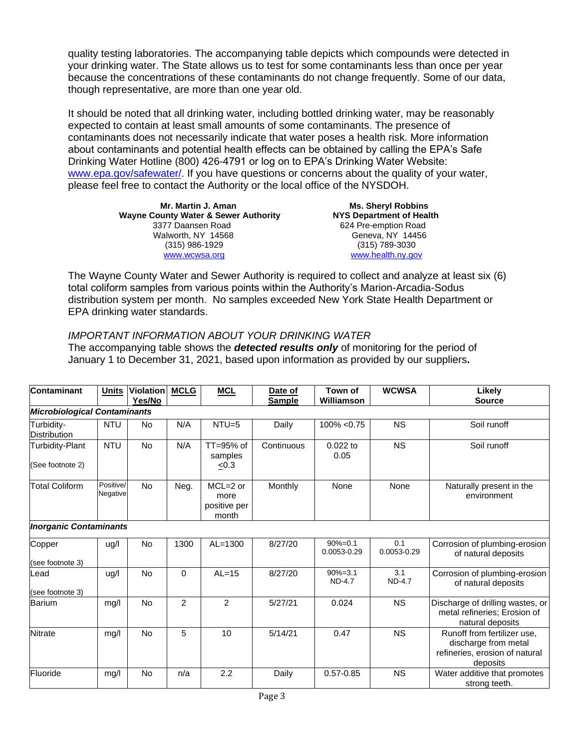quality testing laboratories. The accompanying table depicts which compounds were detected in your drinking water. The State allows us to test for some contaminants less than once per year because the concentrations of these contaminants do not change frequently. Some of our data, though representative, are more than one year old.

It should be noted that all drinking water, including bottled drinking water, may be reasonably expected to contain at least small amounts of some contaminants. The presence of contaminants does not necessarily indicate that water poses a health risk. More information about contaminants and potential health effects can be obtained by calling the EPA's Safe Drinking Water Hotline (800) 426-4791 or log on to EPA's Drinking Water Website: www.epa.gov/safewater/. If you have questions or concerns about the quality of your water, please feel free to contact the Authority or the local office of the NYSDOH.

**Mr. Martin J. Aman**
**Wayne County Water & Sewer Authority**
3377 Daansen Road
Walworth, NY 14568
(315) 986-1929
www.wcwsa.org

**Ms. Sheryl Robbins**
**NYS Department of Health**
624 Pre-emption Road
Geneva, NY 14456
(315) 789-3030
www.health.ny.gov

The Wayne County Water and Sewer Authority is required to collect and analyze at least six (6) total coliform samples from various points within the Authority's Marion-Arcadia-Sodus distribution system per month. No samples exceeded New York State Health Department or EPA drinking water standards.

*IMPORTANT INFORMATION ABOUT YOUR DRINKING WATER*
The accompanying table shows the ***detected results only*** of monitoring for the period of January 1 to December 31, 2021, based upon information as provided by our suppliers**.**

| Contaminant | Units | Violation Yes/No | MCLG | MCL | Date of Sample | Town of Williamson | WCWSA | Likely Source |
|---|---|---|---|---|---|---|---|---|
| ***Microbiological Contaminants*** | | | | | | | | |
| Turbidity-Distribution | NTU | No | N/A | NTU=5 | Daily | 100% <0.75 | NS | Soil runoff |
| Turbidity-Plant (See footnote 2) | NTU | No | N/A | TT=95% of samples ≤0.3 | Continuous | 0.022 to 0.05 | NS | Soil runoff |
| Total Coliform | Positive/ Negative | No | Neg. | MCL=2 or more positive per month | Monthly | None | None | Naturally present in the environment |
| ***Inorganic Contaminants*** | | | | | | | | |
| Copper (see footnote 3) | ug/l | No | 1300 | AL=1300 | 8/27/20 | 90%=0.1 0.0053-0.29 | 0.1 0.0053-0.29 | Corrosion of plumbing-erosion of natural deposits |
| Lead (see footnote 3) | ug/l | No | 0 | AL=15 | 8/27/20 | 90%=3.1 ND-4.7 | 3.1 ND-4.7 | Corrosion of plumbing-erosion of natural deposits |
| Barium | mg/l | No | 2 | 2 | 5/27/21 | 0.024 | NS | Discharge of drilling wastes, or metal refineries; Erosion of natural deposits |
| Nitrate | mg/l | No | 5 | 10 | 5/14/21 | 0.47 | NS | Runoff from fertilizer use, discharge from metal refineries, erosion of natural deposits |
| Fluoride | mg/l | No | n/a | 2.2 | Daily | 0.57-0.85 | NS | Water additive that promotes strong teeth. |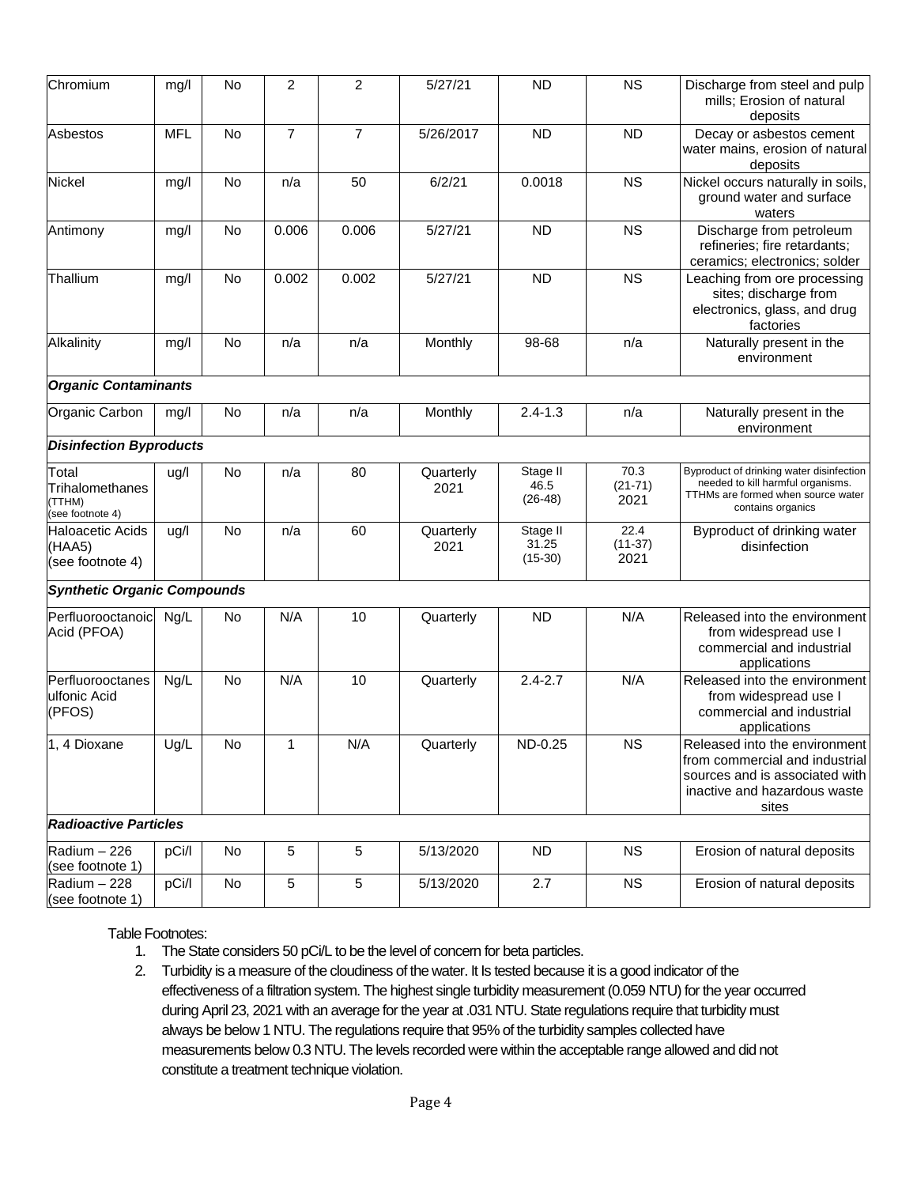| Chromium | mg/l | No | 2 | 2 | 5/27/21 | ND | NS | Discharge from steel and pulp mills; Erosion of natural deposits |
|---|---|---|---|---|---|---|---|---|
| Asbestos | MFL | No | 7 | 7 | 5/26/2017 | ND | ND | Decay or asbestos cement water mains, erosion of natural deposits |
| Nickel | mg/l | No | n/a | 50 | 6/2/21 | 0.0018 | NS | Nickel occurs naturally in soils, ground water and surface waters |
| Antimony | mg/l | No | 0.006 | 0.006 | 5/27/21 | ND | NS | Discharge from petroleum refineries; fire retardants; ceramics; electronics; solder |
| Thallium | mg/l | No | 0.002 | 0.002 | 5/27/21 | ND | NS | Leaching from ore processing sites; discharge from electronics, glass, and drug factories |
| Alkalinity | mg/l | No | n/a | n/a | Monthly | 98-68 | n/a | Naturally present in the environment |
| ***Organic Contaminants*** | | | | | | | | |
| Organic Carbon | mg/l | No | n/a | n/a | Monthly | 2.4-1.3 | n/a | Naturally present in the environment |
| ***Disinfection Byproducts*** | | | | | | | | |
| Total Trihalomethanes (TTHM) (see footnote 4) | ug/l | No | n/a | 80 | Quarterly 2021 | Stage II 46.5 (26-48) | 70.3 (21-71) 2021 | Byproduct of drinking water disinfection needed to kill harmful organisms. TTHMs are formed when source water contains organics |
| Haloacetic Acids (HAA5) (see footnote 4) | ug/l | No | n/a | 60 | Quarterly 2021 | Stage II 31.25 (15-30) | 22.4 (11-37) 2021 | Byproduct of drinking water disinfection |
| ***Synthetic Organic Compounds*** | | | | | | | | |
| Perfluorooctanoic Acid (PFOA) | Ng/L | No | N/A | 10 | Quarterly | ND | N/A | Released into the environment from widespread use I commercial and industrial applications |
| Perfluorooctanesulfonic Acid (PFOS) | Ng/L | No | N/A | 10 | Quarterly | 2.4-2.7 | N/A | Released into the environment from widespread use I commercial and industrial applications |
| 1, 4 Dioxane | Ug/L | No | 1 | N/A | Quarterly | ND-0.25 | NS | Released into the environment from commercial and industrial sources and is associated with inactive and hazardous waste sites |
| ***Radioactive Particles*** | | | | | | | | |
| Radium – 226 (see footnote 1) | pCi/l | No | 5 | 5 | 5/13/2020 | ND | NS | Erosion of natural deposits |
| Radium – 228 (see footnote 1) | pCi/l | No | 5 | 5 | 5/13/2020 | 2.7 | NS | Erosion of natural deposits |

Table Footnotes:

1. The State considers 50 pCi/L to be the level of concern for beta particles.
2. Turbidity is a measure of the cloudiness of the water. It Is tested because it is a good indicator of the effectiveness of a filtration system. The highest single turbidity measurement (0.059 NTU) for the year occurred during April 23, 2021 with an average for the year at .031 NTU. State regulations require that turbidity must always be below 1 NTU. The regulations require that 95% of the turbidity samples collected have measurements below 0.3 NTU. The levels recorded were within the acceptable range allowed and did not constitute a treatment technique violation.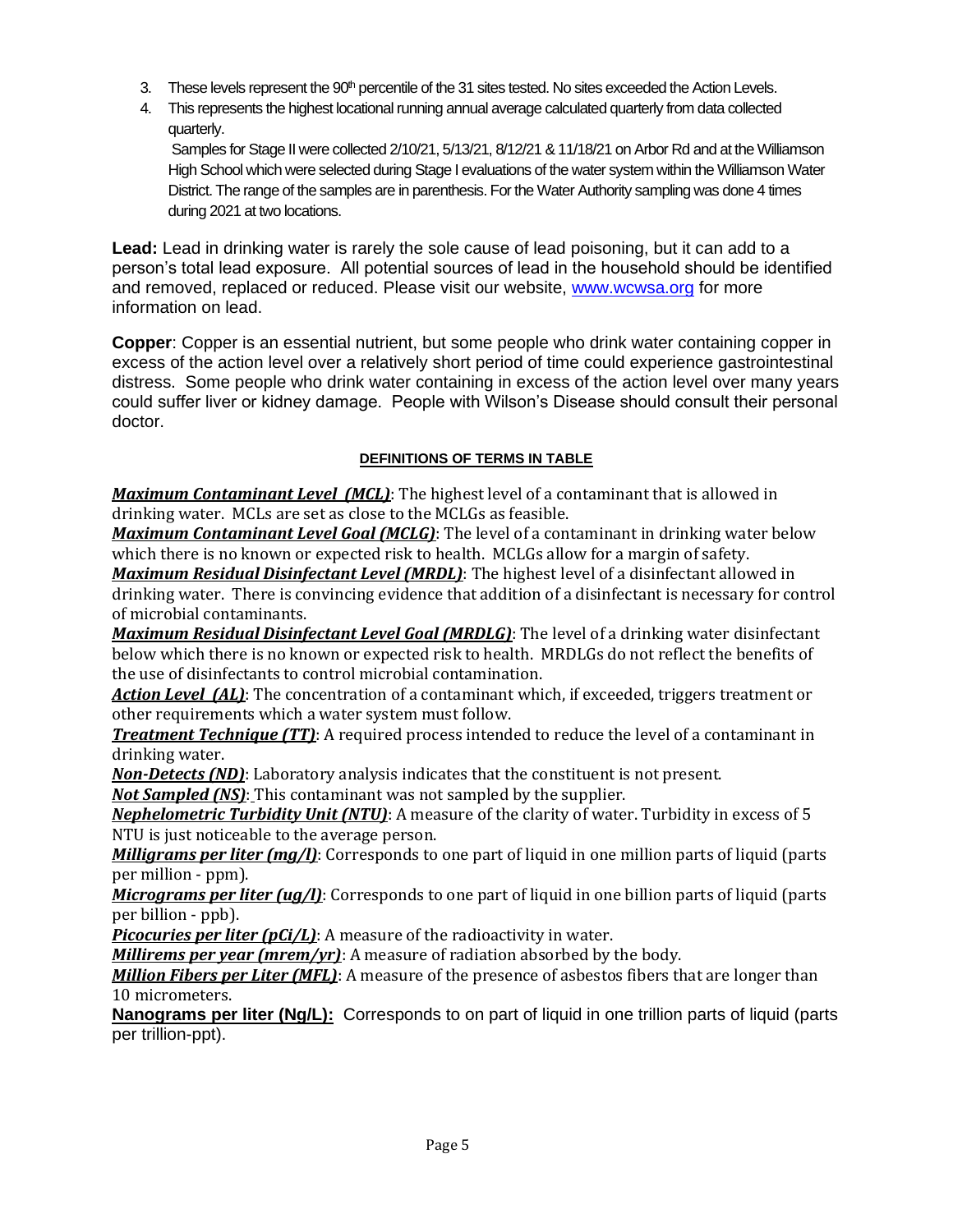3. These levels represent the 90th percentile of the 31 sites tested. No sites exceeded the Action Levels.
4. This represents the highest locational running annual average calculated quarterly from data collected quarterly.

   Samples for Stage II were collected 2/10/21, 5/13/21, 8/12/21 & 11/18/21 on Arbor Rd and at the Williamson High School which were selected during Stage I evaluations of the water system within the Williamson Water District. The range of the samples are in parenthesis. For the Water Authority sampling was done 4 times during 2021 at two locations.

**Lead:** Lead in drinking water is rarely the sole cause of lead poisoning, but it can add to a person's total lead exposure. All potential sources of lead in the household should be identified and removed, replaced or reduced. Please visit our website, www.wcwsa.org for more information on lead.

**Copper**: Copper is an essential nutrient, but some people who drink water containing copper in excess of the action level over a relatively short period of time could experience gastrointestinal distress. Some people who drink water containing in excess of the action level over many years could suffer liver or kidney damage. People with Wilson's Disease should consult their personal doctor.

## DEFINITIONS OF TERMS IN TABLE

***Maximum Contaminant Level (MCL)***: The highest level of a contaminant that is allowed in drinking water. MCLs are set as close to the MCLGs as feasible.

***Maximum Contaminant Level Goal (MCLG)***: The level of a contaminant in drinking water below which there is no known or expected risk to health. MCLGs allow for a margin of safety.

***Maximum Residual Disinfectant Level (MRDL)***: The highest level of a disinfectant allowed in drinking water. There is convincing evidence that addition of a disinfectant is necessary for control of microbial contaminants.

***Maximum Residual Disinfectant Level Goal (MRDLG)***: The level of a drinking water disinfectant below which there is no known or expected risk to health. MRDLGs do not reflect the benefits of the use of disinfectants to control microbial contamination.

***Action Level (AL)***: The concentration of a contaminant which, if exceeded, triggers treatment or other requirements which a water system must follow.

***Treatment Technique (TT)***: A required process intended to reduce the level of a contaminant in drinking water.

***Non-Detects (ND)***: Laboratory analysis indicates that the constituent is not present.

***Not Sampled (NS)***: This contaminant was not sampled by the supplier.

***Nephelometric Turbidity Unit (NTU)***: A measure of the clarity of water. Turbidity in excess of 5 NTU is just noticeable to the average person.

***Milligrams per liter (mg/l)***: Corresponds to one part of liquid in one million parts of liquid (parts per million - ppm).

***Micrograms per liter (ug/l)***: Corresponds to one part of liquid in one billion parts of liquid (parts per billion - ppb).

***Picocuries per liter (pCi/L)***: A measure of the radioactivity in water.

***Millirems per year (mrem/yr)***: A measure of radiation absorbed by the body.

***Million Fibers per Liter (MFL)***: A measure of the presence of asbestos fibers that are longer than 10 micrometers.

**Nanograms per liter (Ng/L):** Corresponds to on part of liquid in one trillion parts of liquid (parts per trillion-ppt).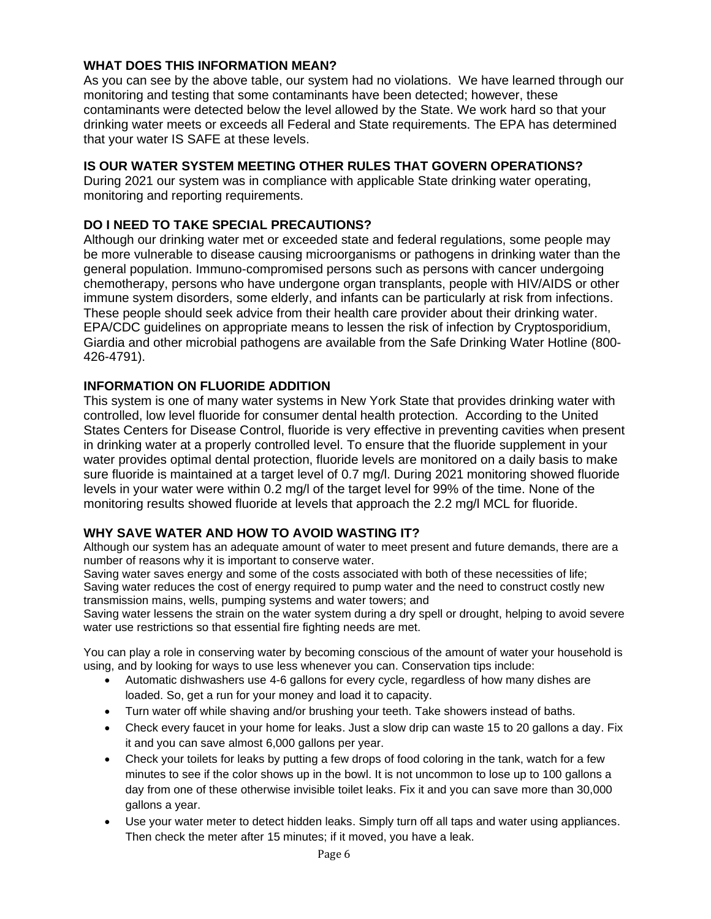## WHAT DOES THIS INFORMATION MEAN?

As you can see by the above table, our system had no violations. We have learned through our monitoring and testing that some contaminants have been detected; however, these contaminants were detected below the level allowed by the State. We work hard so that your drinking water meets or exceeds all Federal and State requirements. The EPA has determined that your water IS SAFE at these levels.

## IS OUR WATER SYSTEM MEETING OTHER RULES THAT GOVERN OPERATIONS?

During 2021 our system was in compliance with applicable State drinking water operating, monitoring and reporting requirements.

## DO I NEED TO TAKE SPECIAL PRECAUTIONS?

Although our drinking water met or exceeded state and federal regulations, some people may be more vulnerable to disease causing microorganisms or pathogens in drinking water than the general population. Immuno-compromised persons such as persons with cancer undergoing chemotherapy, persons who have undergone organ transplants, people with HIV/AIDS or other immune system disorders, some elderly, and infants can be particularly at risk from infections. These people should seek advice from their health care provider about their drinking water. EPA/CDC guidelines on appropriate means to lessen the risk of infection by Cryptosporidium, Giardia and other microbial pathogens are available from the Safe Drinking Water Hotline (800-426-4791).

## INFORMATION ON FLUORIDE ADDITION

This system is one of many water systems in New York State that provides drinking water with controlled, low level fluoride for consumer dental health protection. According to the United States Centers for Disease Control, fluoride is very effective in preventing cavities when present in drinking water at a properly controlled level. To ensure that the fluoride supplement in your water provides optimal dental protection, fluoride levels are monitored on a daily basis to make sure fluoride is maintained at a target level of 0.7 mg/l. During 2021 monitoring showed fluoride levels in your water were within 0.2 mg/l of the target level for 99% of the time. None of the monitoring results showed fluoride at levels that approach the 2.2 mg/l MCL for fluoride.

## WHY SAVE WATER AND HOW TO AVOID WASTING IT?

Although our system has an adequate amount of water to meet present and future demands, there are a number of reasons why it is important to conserve water.

Saving water saves energy and some of the costs associated with both of these necessities of life;
Saving water reduces the cost of energy required to pump water and the need to construct costly new transmission mains, wells, pumping systems and water towers; and
Saving water lessens the strain on the water system during a dry spell or drought, helping to avoid severe water use restrictions so that essential fire fighting needs are met.

You can play a role in conserving water by becoming conscious of the amount of water your household is using, and by looking for ways to use less whenever you can. Conservation tips include:

- Automatic dishwashers use 4-6 gallons for every cycle, regardless of how many dishes are loaded. So, get a run for your money and load it to capacity.
- Turn water off while shaving and/or brushing your teeth. Take showers instead of baths.
- Check every faucet in your home for leaks. Just a slow drip can waste 15 to 20 gallons a day. Fix it and you can save almost 6,000 gallons per year.
- Check your toilets for leaks by putting a few drops of food coloring in the tank, watch for a few minutes to see if the color shows up in the bowl. It is not uncommon to lose up to 100 gallons a day from one of these otherwise invisible toilet leaks. Fix it and you can save more than 30,000 gallons a year.
- Use your water meter to detect hidden leaks. Simply turn off all taps and water using appliances. Then check the meter after 15 minutes; if it moved, you have a leak.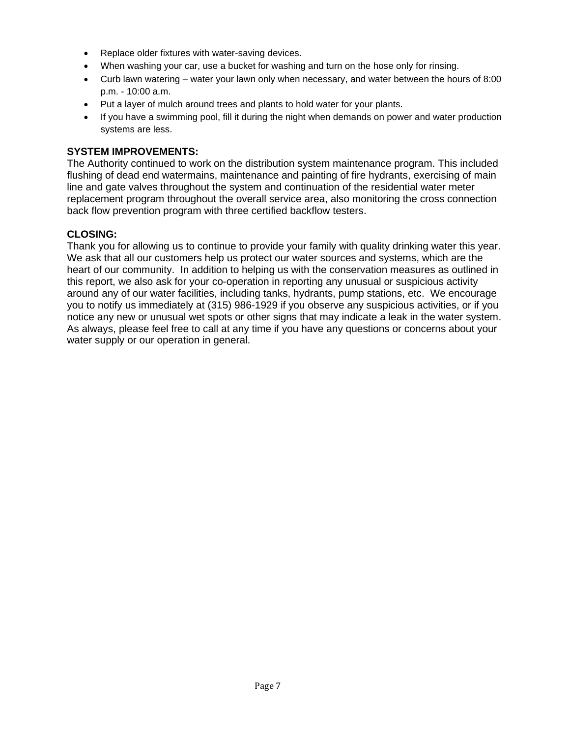- Replace older fixtures with water-saving devices.
- When washing your car, use a bucket for washing and turn on the hose only for rinsing.
- Curb lawn watering – water your lawn only when necessary, and water between the hours of 8:00 p.m. - 10:00 a.m.
- Put a layer of mulch around trees and plants to hold water for your plants.
- If you have a swimming pool, fill it during the night when demands on power and water production systems are less.

**SYSTEM IMPROVEMENTS:**

The Authority continued to work on the distribution system maintenance program. This included flushing of dead end watermains, maintenance and painting of fire hydrants, exercising of main line and gate valves throughout the system and continuation of the residential water meter replacement program throughout the overall service area, also monitoring the cross connection back flow prevention program with three certified backflow testers.

**CLOSING:**

Thank you for allowing us to continue to provide your family with quality drinking water this year. We ask that all our customers help us protect our water sources and systems, which are the heart of our community. In addition to helping us with the conservation measures as outlined in this report, we also ask for your co-operation in reporting any unusual or suspicious activity around any of our water facilities, including tanks, hydrants, pump stations, etc. We encourage you to notify us immediately at (315) 986-1929 if you observe any suspicious activities, or if you notice any new or unusual wet spots or other signs that may indicate a leak in the water system. As always, please feel free to call at any time if you have any questions or concerns about your water supply or our operation in general.